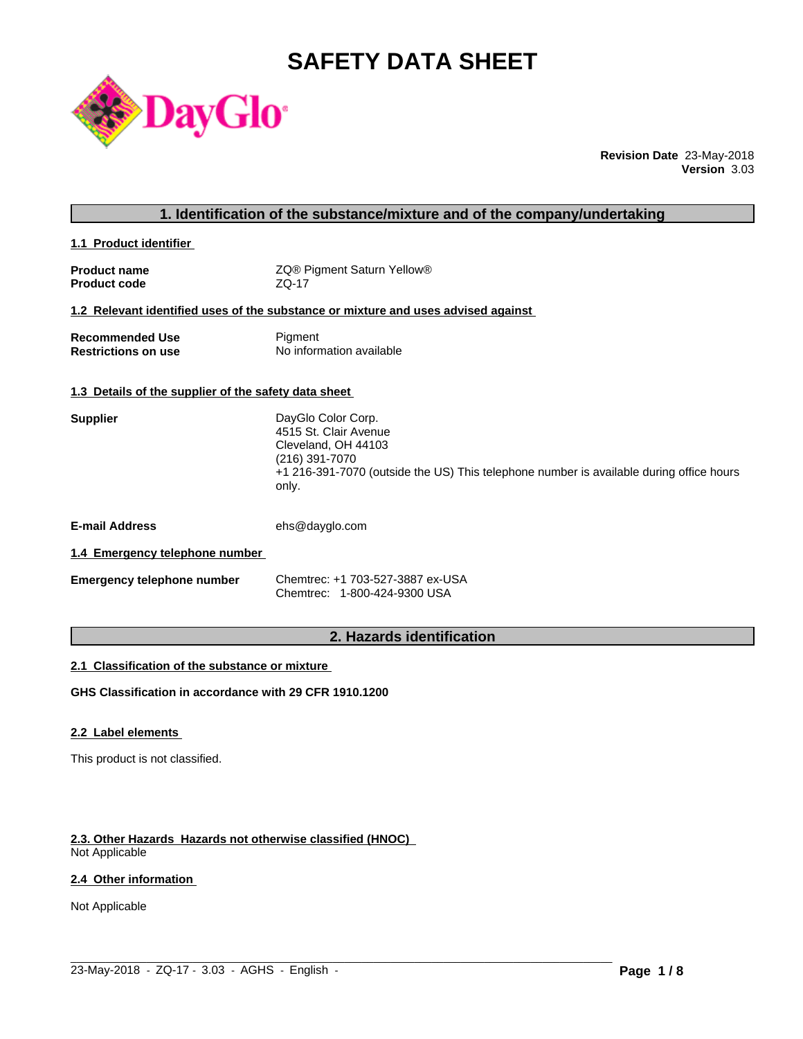# SAFETY DATA SHEET

**Revision Date** 23-May-2018
**Version** 3.03

## 1. Identification of the substance/mixture and of the company/undertaking

### 1.1 Product identifier

| | |
|---|---|
| **Product name** | ZQ® Pigment Saturn Yellow® |
| **Product code** | ZQ-17 |

### 1.2 Relevant identified uses of the substance or mixture and uses advised against

| | |
|---|---|
| **Recommended Use** | Pigment |
| **Restrictions on use** | No information available |

### 1.3 Details of the supplier of the safety data sheet

**Supplier**

DayGlo Color Corp.
4515 St. Clair Avenue
Cleveland, OH 44103
(216) 391-7070
+1 216-391-7070 (outside the US) This telephone number is available during office hours only.

**E-mail Address** ehs@dayglo.com

### 1.4 Emergency telephone number

**Emergency telephone number**

Chemtrec: +1 703-527-3887 ex-USA
Chemtrec: 1-800-424-9300 USA

## 2. Hazards identification

### 2.1 Classification of the substance or mixture

**GHS Classification in accordance with 29 CFR 1910.1200**

### 2.2 Label elements

This product is not classified.

### 2.3. Other Hazards Hazards not otherwise classified (HNOC)

Not Applicable

### 2.4 Other information

Not Applicable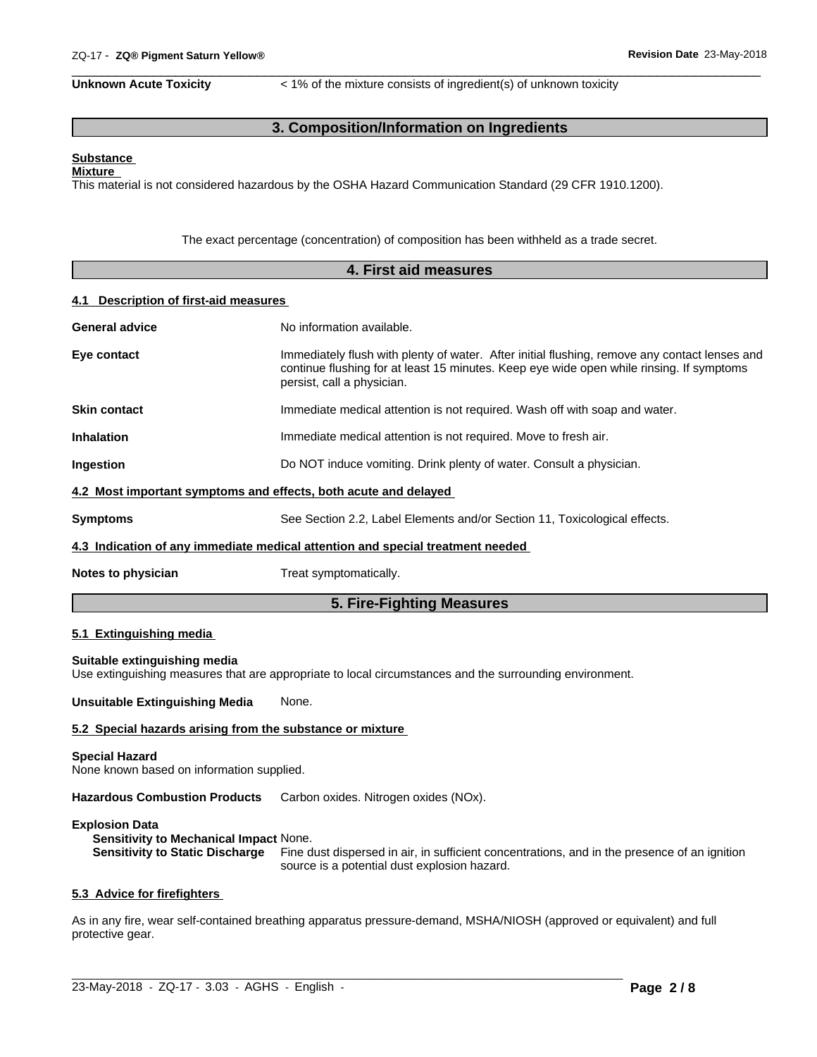**Unknown Acute Toxicity** < 1% of the mixture consists of ingredient(s) of unknown toxicity

## 3. Composition/Information on Ingredients

**Substance**
**Mixture**
This material is not considered hazardous by the OSHA Hazard Communication Standard (29 CFR 1910.1200).

The exact percentage (concentration) of composition has been withheld as a trade secret.

## 4. First aid measures

### 4.1 Description of first-aid measures

**General advice** No information available.

**Eye contact** Immediately flush with plenty of water. After initial flushing, remove any contact lenses and continue flushing for at least 15 minutes. Keep eye wide open while rinsing. If symptoms persist, call a physician.

**Skin contact** Immediate medical attention is not required. Wash off with soap and water.

**Inhalation** Immediate medical attention is not required. Move to fresh air.

**Ingestion** Do NOT induce vomiting. Drink plenty of water. Consult a physician.

### 4.2 Most important symptoms and effects, both acute and delayed

**Symptoms** See Section 2.2, Label Elements and/or Section 11, Toxicological effects.

### 4.3 Indication of any immediate medical attention and special treatment needed

**Notes to physician** Treat symptomatically.

## 5. Fire-Fighting Measures

### 5.1 Extinguishing media

**Suitable extinguishing media**
Use extinguishing measures that are appropriate to local circumstances and the surrounding environment.

**Unsuitable Extinguishing Media** None.

### 5.2 Special hazards arising from the substance or mixture

**Special Hazard**
None known based on information supplied.

**Hazardous Combustion Products** Carbon oxides. Nitrogen oxides (NOx).

**Explosion Data**
**Sensitivity to Mechanical Impact** None.
**Sensitivity to Static Discharge** Fine dust dispersed in air, in sufficient concentrations, and in the presence of an ignition source is a potential dust explosion hazard.

### 5.3 Advice for firefighters

As in any fire, wear self-contained breathing apparatus pressure-demand, MSHA/NIOSH (approved or equivalent) and full protective gear.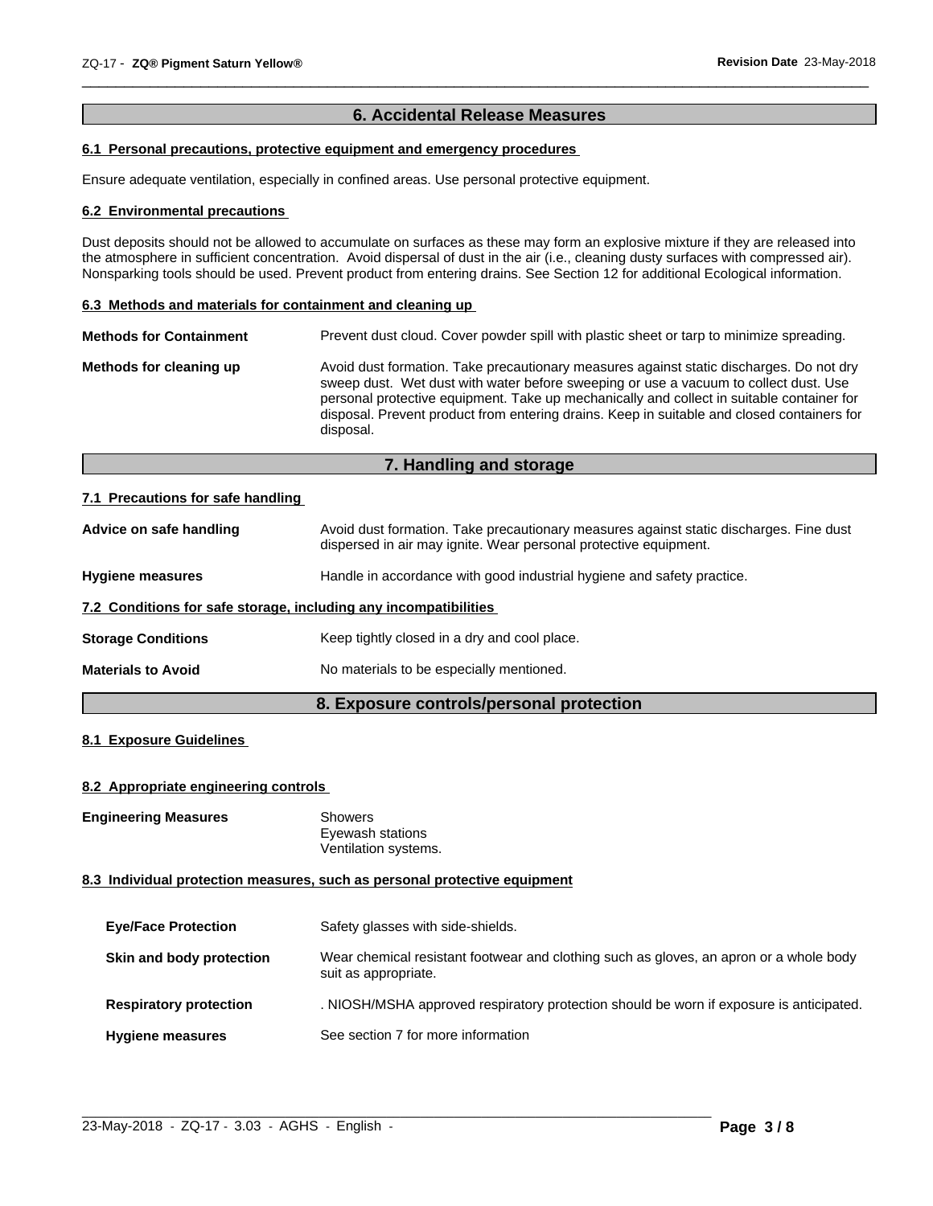## 6. Accidental Release Measures

### 6.1 Personal precautions, protective equipment and emergency procedures

Ensure adequate ventilation, especially in confined areas. Use personal protective equipment.

### 6.2 Environmental precautions

Dust deposits should not be allowed to accumulate on surfaces as these may form an explosive mixture if they are released into the atmosphere in sufficient concentration. Avoid dispersal of dust in the air (i.e., cleaning dusty surfaces with compressed air). Nonsparking tools should be used. Prevent product from entering drains. See Section 12 for additional Ecological information.

### 6.3 Methods and materials for containment and cleaning up

**Methods for Containment** Prevent dust cloud. Cover powder spill with plastic sheet or tarp to minimize spreading.

**Methods for cleaning up** Avoid dust formation. Take precautionary measures against static discharges. Do not dry sweep dust. Wet dust with water before sweeping or use a vacuum to collect dust. Use personal protective equipment. Take up mechanically and collect in suitable container for disposal. Prevent product from entering drains. Keep in suitable and closed containers for disposal.

## 7. Handling and storage

### 7.1 Precautions for safe handling

**Advice on safe handling** Avoid dust formation. Take precautionary measures against static discharges. Fine dust dispersed in air may ignite. Wear personal protective equipment.

**Hygiene measures** Handle in accordance with good industrial hygiene and safety practice.

### 7.2 Conditions for safe storage, including any incompatibilities

**Storage Conditions** Keep tightly closed in a dry and cool place.

**Materials to Avoid** No materials to be especially mentioned.

## 8. Exposure controls/personal protection

### 8.1 Exposure Guidelines

### 8.2 Appropriate engineering controls

**Engineering Measures** Showers
Eyewash stations
Ventilation systems.

### 8.3 Individual protection measures, such as personal protective equipment

**Eye/Face Protection** Safety glasses with side-shields.

**Skin and body protection** Wear chemical resistant footwear and clothing such as gloves, an apron or a whole body suit as appropriate.

**Respiratory protection** . NIOSH/MSHA approved respiratory protection should be worn if exposure is anticipated.

**Hygiene measures** See section 7 for more information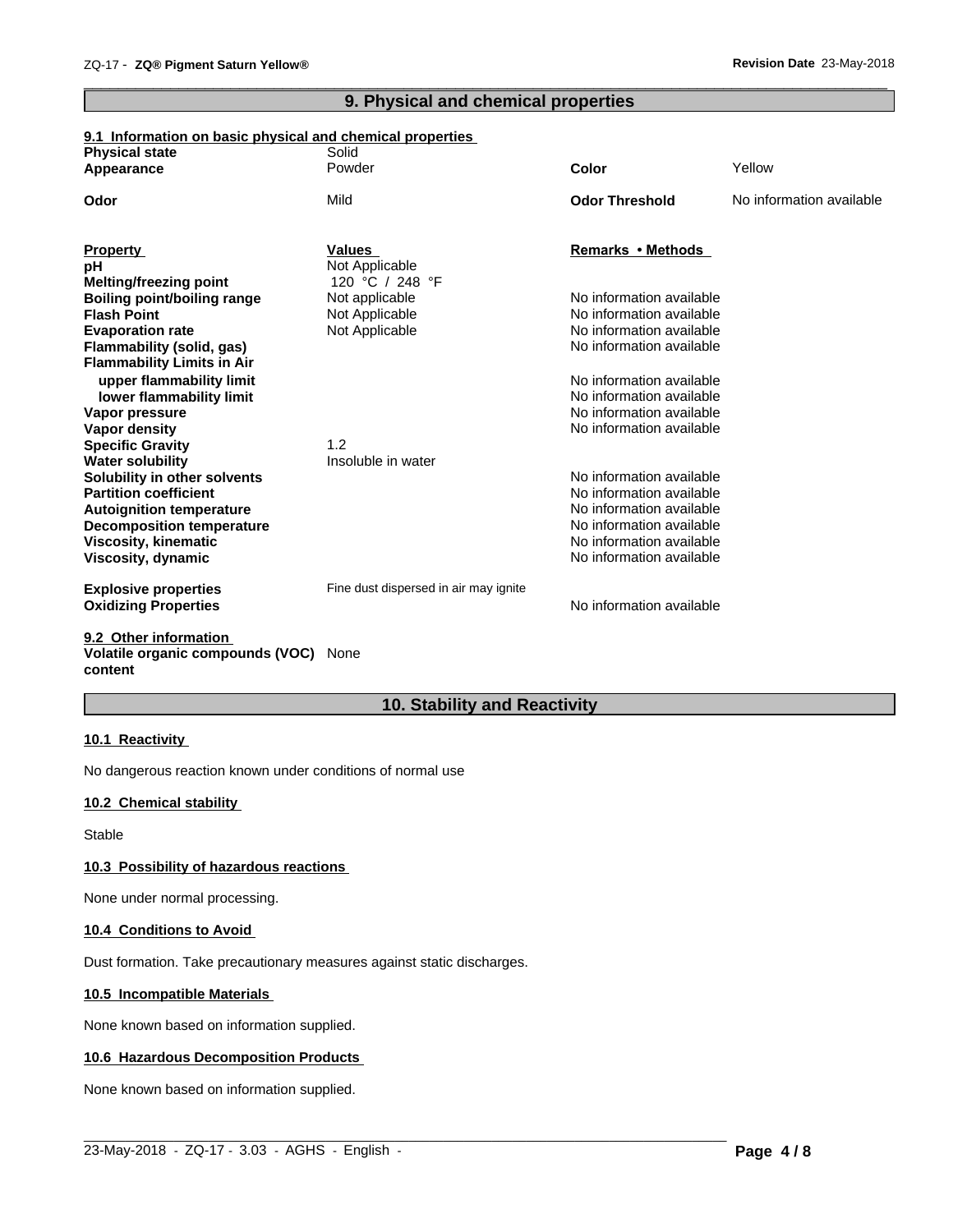## 9. Physical and chemical properties

### 9.1 Information on basic physical and chemical properties

| | | | |
|---|---|---|---|
| **Physical state** | Solid | | |
| **Appearance** | Powder | **Color** | Yellow |
| **Odor** | Mild | **Odor Threshold** | No information available |

| **Property** | **Values** | **Remarks • Methods** |
|---|---|---|
| **pH** | Not Applicable | |
| **Melting/freezing point** | 120 °C / 248 °F | |
| **Boiling point/boiling range** | Not applicable | No information available |
| **Flash Point** | Not Applicable | No information available |
| **Evaporation rate** | Not Applicable | No information available |
| **Flammability (solid, gas)** | | No information available |
| **Flammability Limits in Air** | | |
| **upper flammability limit** | | No information available |
| **lower flammability limit** | | No information available |
| **Vapor pressure** | | No information available |
| **Vapor density** | | No information available |
| **Specific Gravity** | 1.2 | |
| **Water solubility** | Insoluble in water | |
| **Solubility in other solvents** | | No information available |
| **Partition coefficient** | | No information available |
| **Autoignition temperature** | | No information available |
| **Decomposition temperature** | | No information available |
| **Viscosity, kinematic** | | No information available |
| **Viscosity, dynamic** | | No information available |
| **Explosive properties** | Fine dust dispersed in air may ignite | |
| **Oxidizing Properties** | | No information available |

### 9.2 Other information

**Volatile organic compounds (VOC) content** None

## 10. Stability and Reactivity

### 10.1 Reactivity

No dangerous reaction known under conditions of normal use

### 10.2 Chemical stability

Stable

### 10.3 Possibility of hazardous reactions

None under normal processing.

### 10.4 Conditions to Avoid

Dust formation. Take precautionary measures against static discharges.

### 10.5 Incompatible Materials

None known based on information supplied.

### 10.6 Hazardous Decomposition Products

None known based on information supplied.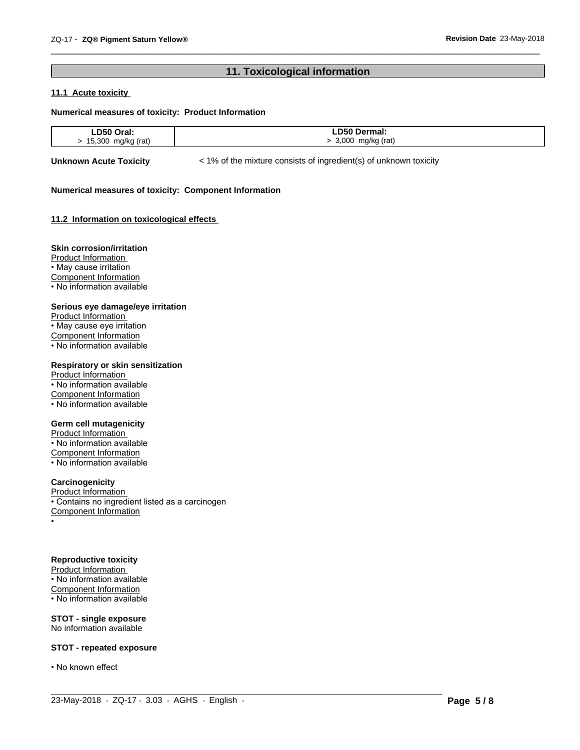## 11. Toxicological information

### 11.1 Acute toxicity

**Numerical measures of toxicity: Product Information**

| LD50 Oral: | LD50 Dermal: |
|---|---|
| > 15,300 mg/kg (rat) | > 3,000 mg/kg (rat) |

**Unknown Acute Toxicity** < 1% of the mixture consists of ingredient(s) of unknown toxicity

**Numerical measures of toxicity: Component Information**

### 11.2 Information on toxicological effects

**Skin corrosion/irritation**

Product Information

- May cause irritation

Component Information

- No information available

**Serious eye damage/eye irritation**

Product Information

- May cause eye irritation

Component Information

- No information available

**Respiratory or skin sensitization**

Product Information

- No information available

Component Information

- No information available

**Germ cell mutagenicity**

Product Information

- No information available

Component Information

- No information available

**Carcinogenicity**

Product Information

- Contains no ingredient listed as a carcinogen

Component Information

•

**Reproductive toxicity**

Product Information

- No information available

Component Information

- No information available

**STOT - single exposure**

No information available

**STOT - repeated exposure**

- No known effect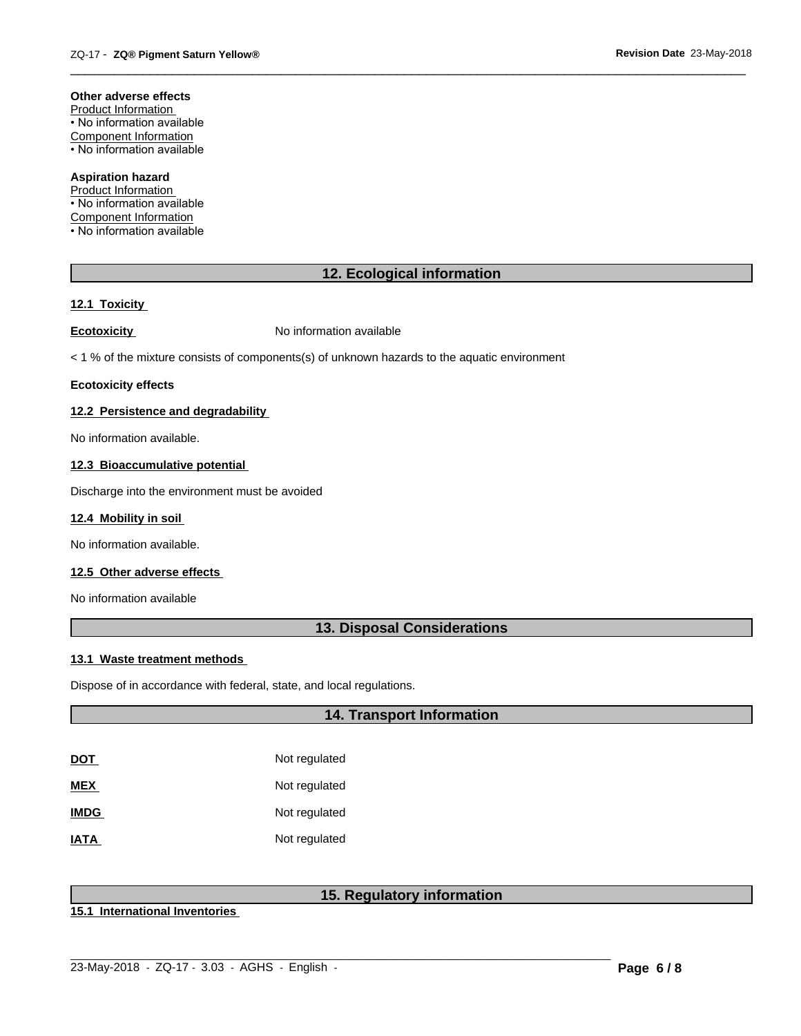**Other adverse effects**

Product Information

• No information available

Component Information

• No information available

**Aspiration hazard**

Product Information

• No information available

Component Information

• No information available

## 12. Ecological information

### 12.1 Toxicity

**Ecotoxicity** No information available

< 1 % of the mixture consists of components(s) of unknown hazards to the aquatic environment

**Ecotoxicity effects**

### 12.2 Persistence and degradability

No information available.

### 12.3 Bioaccumulative potential

Discharge into the environment must be avoided

### 12.4 Mobility in soil

No information available.

### 12.5 Other adverse effects

No information available

## 13. Disposal Considerations

### 13.1 Waste treatment methods

Dispose of in accordance with federal, state, and local regulations.

## 14. Transport Information

| | |
|---|---|
| **DOT** | Not regulated |
| **MEX** | Not regulated |
| **IMDG** | Not regulated |
| **IATA** | Not regulated |

## 15. Regulatory information

### 15.1 International Inventories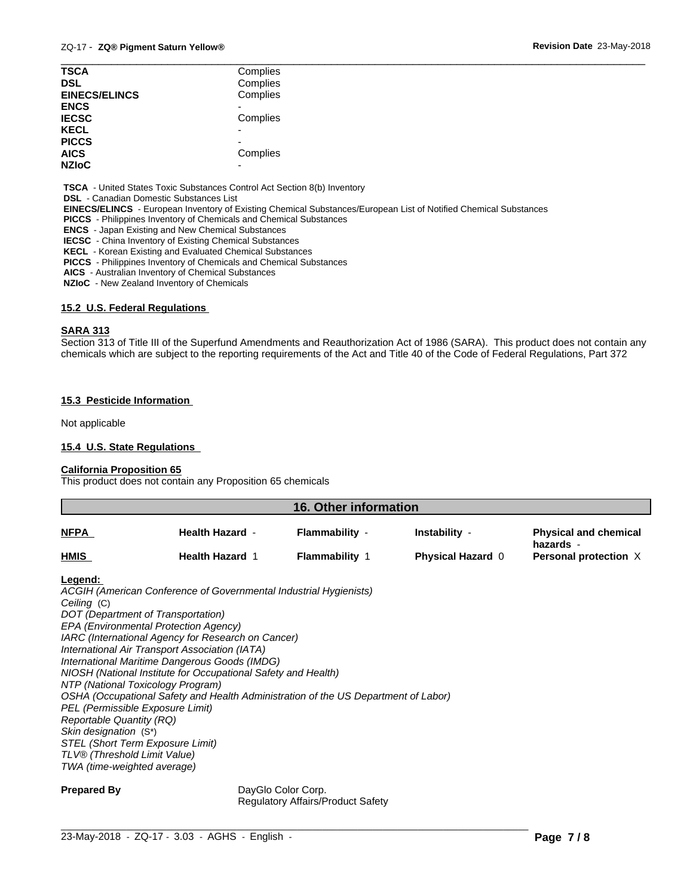| | |
|---|---|
| **TSCA** | Complies |
| **DSL** | Complies |
| **EINECS/ELINCS** | Complies |
| **ENCS** | - |
| **IECSC** | Complies |
| **KECL** | - |
| **PICCS** | - |
| **AICS** | Complies |
| **NZIoC** | - |

**TSCA** - United States Toxic Substances Control Act Section 8(b) Inventory
**DSL** - Canadian Domestic Substances List
**EINECS/ELINCS** - European Inventory of Existing Chemical Substances/European List of Notified Chemical Substances
**PICCS** - Philippines Inventory of Chemicals and Chemical Substances
**ENCS** - Japan Existing and New Chemical Substances
**IECSC** - China Inventory of Existing Chemical Substances
**KECL** - Korean Existing and Evaluated Chemical Substances
**PICCS** - Philippines Inventory of Chemicals and Chemical Substances
**AICS** - Australian Inventory of Chemical Substances
**NZIoC** - New Zealand Inventory of Chemicals

### 15.2 U.S. Federal Regulations

**SARA 313**

Section 313 of Title III of the Superfund Amendments and Reauthorization Act of 1986 (SARA). This product does not contain any chemicals which are subject to the reporting requirements of the Act and Title 40 of the Code of Federal Regulations, Part 372

### 15.3 Pesticide Information

Not applicable

### 15.4 U.S. State Regulations

**California Proposition 65**

This product does not contain any Proposition 65 chemicals

## 16. Other information

| | | | | |
|---|---|---|---|---|
| **NFPA** | **Health Hazard** - | **Flammability** - | **Instability** - | **Physical and chemical hazards** - |
| **HMIS** | **Health Hazard** 1 | **Flammability** 1 | **Physical Hazard** 0 | **Personal protection** X |

**Legend:**

*ACGIH (American Conference of Governmental Industrial Hygienists)*
*Ceiling* (C)
*DOT (Department of Transportation)*
*EPA (Environmental Protection Agency)*
*IARC (International Agency for Research on Cancer)*
*International Air Transport Association (IATA)*
*International Maritime Dangerous Goods (IMDG)*
*NIOSH (National Institute for Occupational Safety and Health)*
*NTP (National Toxicology Program)*
*OSHA (Occupational Safety and Health Administration of the US Department of Labor)*
*PEL (Permissible Exposure Limit)*
*Reportable Quantity (RQ)*
*Skin designation* (S*)
*STEL (Short Term Exposure Limit)*
*TLV® (Threshold Limit Value)*
*TWA (time-weighted average)*

**Prepared By** DayGlo Color Corp.
Regulatory Affairs/Product Safety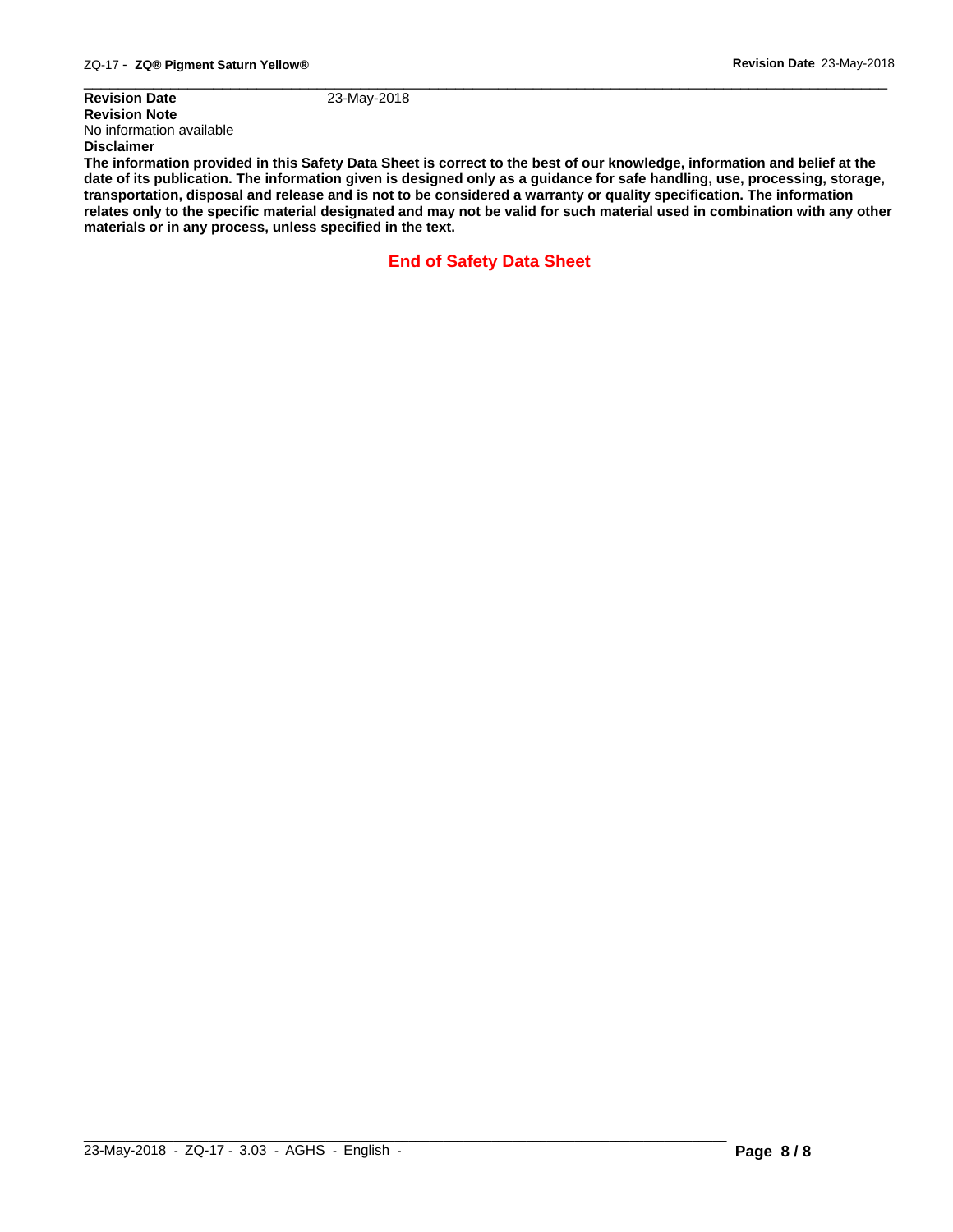**Revision Date** 23-May-2018

**Revision Note**

No information available

**Disclaimer**

**The information provided in this Safety Data Sheet is correct to the best of our knowledge, information and belief at the date of its publication. The information given is designed only as a guidance for safe handling, use, processing, storage, transportation, disposal and release and is not to be considered a warranty or quality specification. The information relates only to the specific material designated and may not be valid for such material used in combination with any other materials or in any process, unless specified in the text.**

**End of Safety Data Sheet**